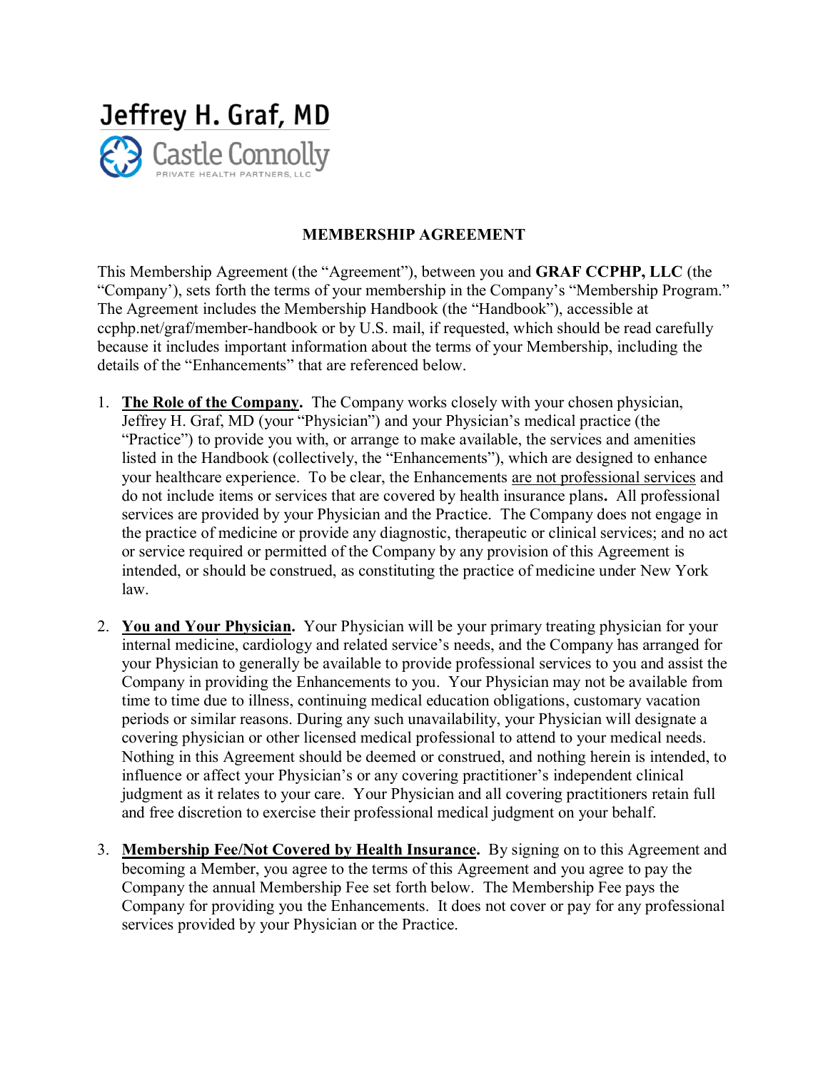Jeffrey H. Graf, MD

Castle Connolly

PRIVATE HEALTH PARTNERS, LLC

## MEMBERSHIP AGREEMENT

This Membership Agreement (the "Agreement"), between you and **GRAF CCPHP, LLC** (the "Company'), sets forth the terms of your membership in the Company's "Membership Program." The Agreement includes the Membership Handbook (the "Handbook"), accessible at ccphp.net/graf/member-handbook or by U.S. mail, if requested, which should be read carefully because it includes important information about the terms of your Membership, including the details of the "Enhancements" that are referenced below.

1. **The Role of the Company.** The Company works closely with your chosen physician, Jeffrey H. Graf, MD (your "Physician") and your Physician's medical practice (the "Practice") to provide you with, or arrange to make available, the services and amenities listed in the Handbook (collectively, the "Enhancements"), which are designed to enhance your healthcare experience. To be clear, the Enhancements are not professional services and do not include items or services that are covered by health insurance plans**.** All professional services are provided by your Physician and the Practice. The Company does not engage in the practice of medicine or provide any diagnostic, therapeutic or clinical services; and no act or service required or permitted of the Company by any provision of this Agreement is intended, or should be construed, as constituting the practice of medicine under New York law.

2. **You and Your Physician.** Your Physician will be your primary treating physician for your internal medicine, cardiology and related service's needs, and the Company has arranged for your Physician to generally be available to provide professional services to you and assist the Company in providing the Enhancements to you. Your Physician may not be available from time to time due to illness, continuing medical education obligations, customary vacation periods or similar reasons. During any such unavailability, your Physician will designate a covering physician or other licensed medical professional to attend to your medical needs. Nothing in this Agreement should be deemed or construed, and nothing herein is intended, to influence or affect your Physician's or any covering practitioner's independent clinical judgment as it relates to your care. Your Physician and all covering practitioners retain full and free discretion to exercise their professional medical judgment on your behalf.

3. **Membership Fee/Not Covered by Health Insurance.** By signing on to this Agreement and becoming a Member, you agree to the terms of this Agreement and you agree to pay the Company the annual Membership Fee set forth below. The Membership Fee pays the Company for providing you the Enhancements. It does not cover or pay for any professional services provided by your Physician or the Practice.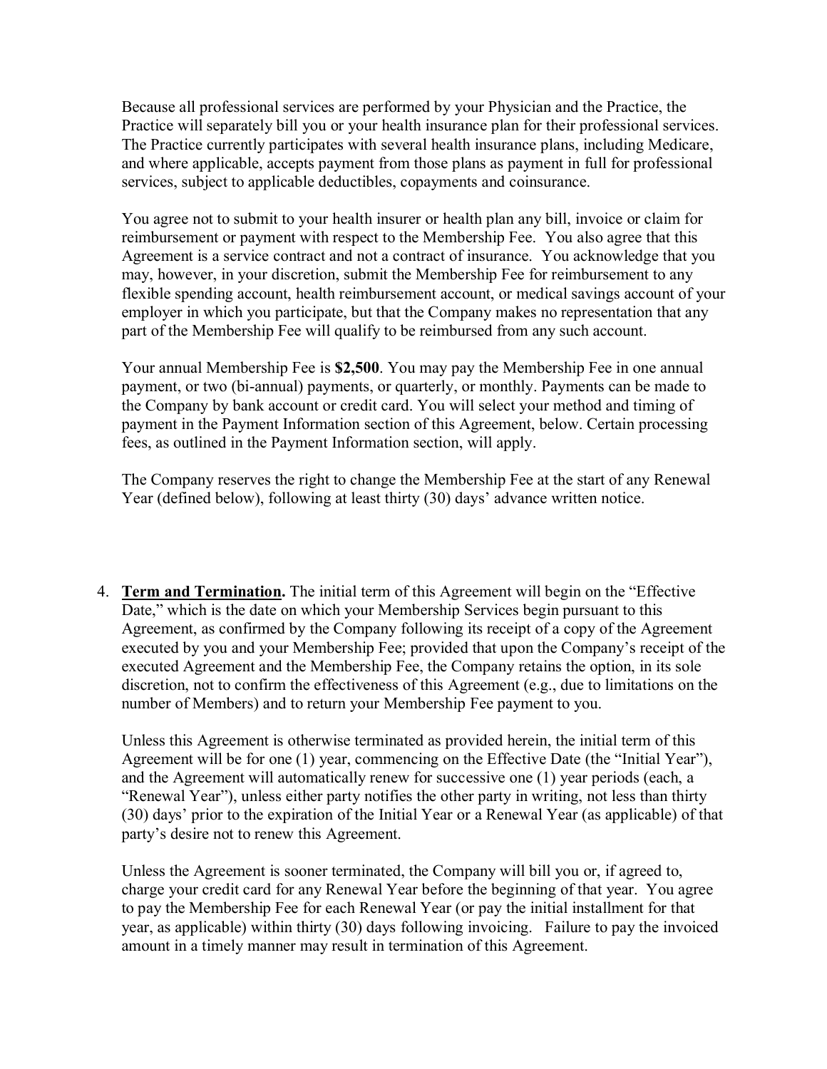Because all professional services are performed by your Physician and the Practice, the Practice will separately bill you or your health insurance plan for their professional services. The Practice currently participates with several health insurance plans, including Medicare, and where applicable, accepts payment from those plans as payment in full for professional services, subject to applicable deductibles, copayments and coinsurance.

You agree not to submit to your health insurer or health plan any bill, invoice or claim for reimbursement or payment with respect to the Membership Fee. You also agree that this Agreement is a service contract and not a contract of insurance. You acknowledge that you may, however, in your discretion, submit the Membership Fee for reimbursement to any flexible spending account, health reimbursement account, or medical savings account of your employer in which you participate, but that the Company makes no representation that any part of the Membership Fee will qualify to be reimbursed from any such account.

Your annual Membership Fee is **$2,500**. You may pay the Membership Fee in one annual payment, or two (bi-annual) payments, or quarterly, or monthly. Payments can be made to the Company by bank account or credit card. You will select your method and timing of payment in the Payment Information section of this Agreement, below. Certain processing fees, as outlined in the Payment Information section, will apply.

The Company reserves the right to change the Membership Fee at the start of any Renewal Year (defined below), following at least thirty (30) days' advance written notice.

4. **<u>Term and Termination</u>.** The initial term of this Agreement will begin on the "Effective Date," which is the date on which your Membership Services begin pursuant to this Agreement, as confirmed by the Company following its receipt of a copy of the Agreement executed by you and your Membership Fee; provided that upon the Company's receipt of the executed Agreement and the Membership Fee, the Company retains the option, in its sole discretion, not to confirm the effectiveness of this Agreement (e.g., due to limitations on the number of Members) and to return your Membership Fee payment to you.

   Unless this Agreement is otherwise terminated as provided herein, the initial term of this Agreement will be for one (1) year, commencing on the Effective Date (the "Initial Year"), and the Agreement will automatically renew for successive one (1) year periods (each, a "Renewal Year"), unless either party notifies the other party in writing, not less than thirty (30) days' prior to the expiration of the Initial Year or a Renewal Year (as applicable) of that party's desire not to renew this Agreement.

   Unless the Agreement is sooner terminated, the Company will bill you or, if agreed to, charge your credit card for any Renewal Year before the beginning of that year. You agree to pay the Membership Fee for each Renewal Year (or pay the initial installment for that year, as applicable) within thirty (30) days following invoicing. Failure to pay the invoiced amount in a timely manner may result in termination of this Agreement.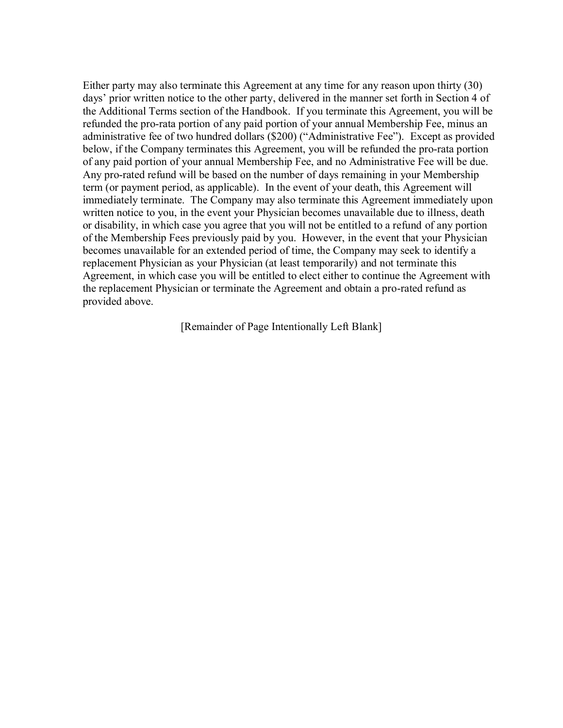Either party may also terminate this Agreement at any time for any reason upon thirty (30) days' prior written notice to the other party, delivered in the manner set forth in Section 4 of the Additional Terms section of the Handbook. If you terminate this Agreement, you will be refunded the pro-rata portion of any paid portion of your annual Membership Fee, minus an administrative fee of two hundred dollars ($200) ("Administrative Fee"). Except as provided below, if the Company terminates this Agreement, you will be refunded the pro-rata portion of any paid portion of your annual Membership Fee, and no Administrative Fee will be due. Any pro-rated refund will be based on the number of days remaining in your Membership term (or payment period, as applicable). In the event of your death, this Agreement will immediately terminate. The Company may also terminate this Agreement immediately upon written notice to you, in the event your Physician becomes unavailable due to illness, death or disability, in which case you agree that you will not be entitled to a refund of any portion of the Membership Fees previously paid by you. However, in the event that your Physician becomes unavailable for an extended period of time, the Company may seek to identify a replacement Physician as your Physician (at least temporarily) and not terminate this Agreement, in which case you will be entitled to elect either to continue the Agreement with the replacement Physician or terminate the Agreement and obtain a pro-rated refund as provided above.

[Remainder of Page Intentionally Left Blank]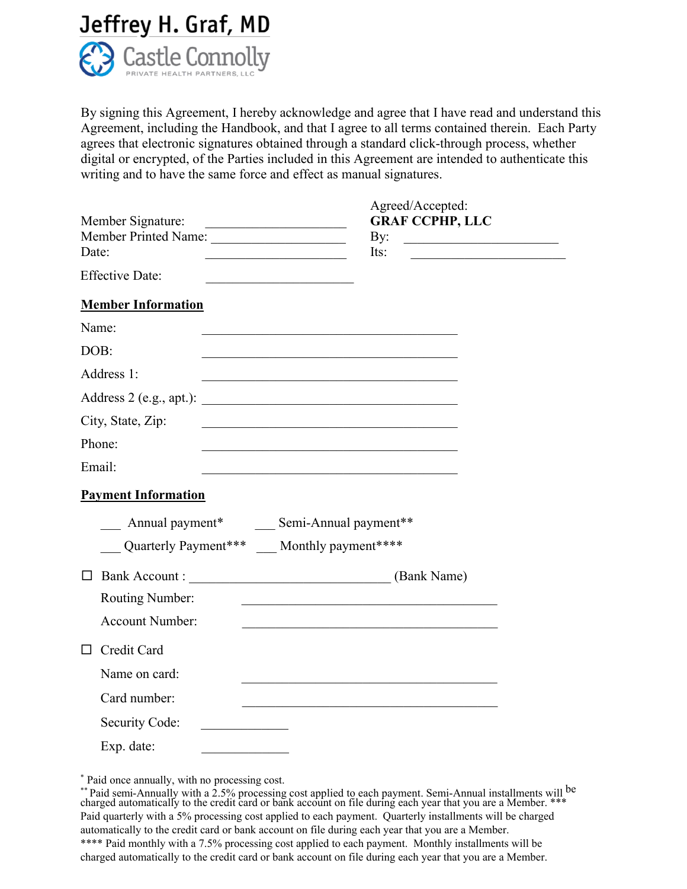Jeffrey H. Graf, MD

Castle Connolly
PRIVATE HEALTH PARTNERS, LLC

By signing this Agreement, I hereby acknowledge and agree that I have read and understand this Agreement, including the Handbook, and that I agree to all terms contained therein. Each Party agrees that electronic signatures obtained through a standard click-through process, whether digital or encrypted, of the Parties included in this Agreement are intended to authenticate this writing and to have the same force and effect as manual signatures.

Member Signature: ____________________
Member Printed Name: ____________________
Date: ____________________

Agreed/Accepted:
**GRAF CCPHP, LLC**
By: ______________________
Its: ______________________

Effective Date: ____________________

## Member Information

Name: ______________________________________

DOB: ______________________________________

Address 1: ______________________________________

Address 2 (e.g., apt.): ______________________________________

City, State, Zip: ______________________________________

Phone: ______________________________________

Email: ______________________________________

## Payment Information

___ Annual payment* ___ Semi-Annual payment**

___ Quarterly Payment*** ___ Monthly payment****

☐ Bank Account : ______________________________ (Bank Name)

Routing Number: ______________________________________

Account Number: ______________________________________

☐ Credit Card

Name on card: ______________________________________

Card number: ______________________________________

Security Code: ____________

Exp. date: ____________

* Paid once annually, with no processing cost.
** Paid semi-Annually with a 2.5% processing cost applied to each payment. Semi-Annual installments will be charged automatically to the credit card or bank account on file during each year that you are a Member.
*** Paid quarterly with a 5% processing cost applied to each payment. Quarterly installments will be charged automatically to the credit card or bank account on file during each year that you are a Member.
**** Paid monthly with a 7.5% processing cost applied to each payment. Monthly installments will be charged automatically to the credit card or bank account on file during each year that you are a Member.